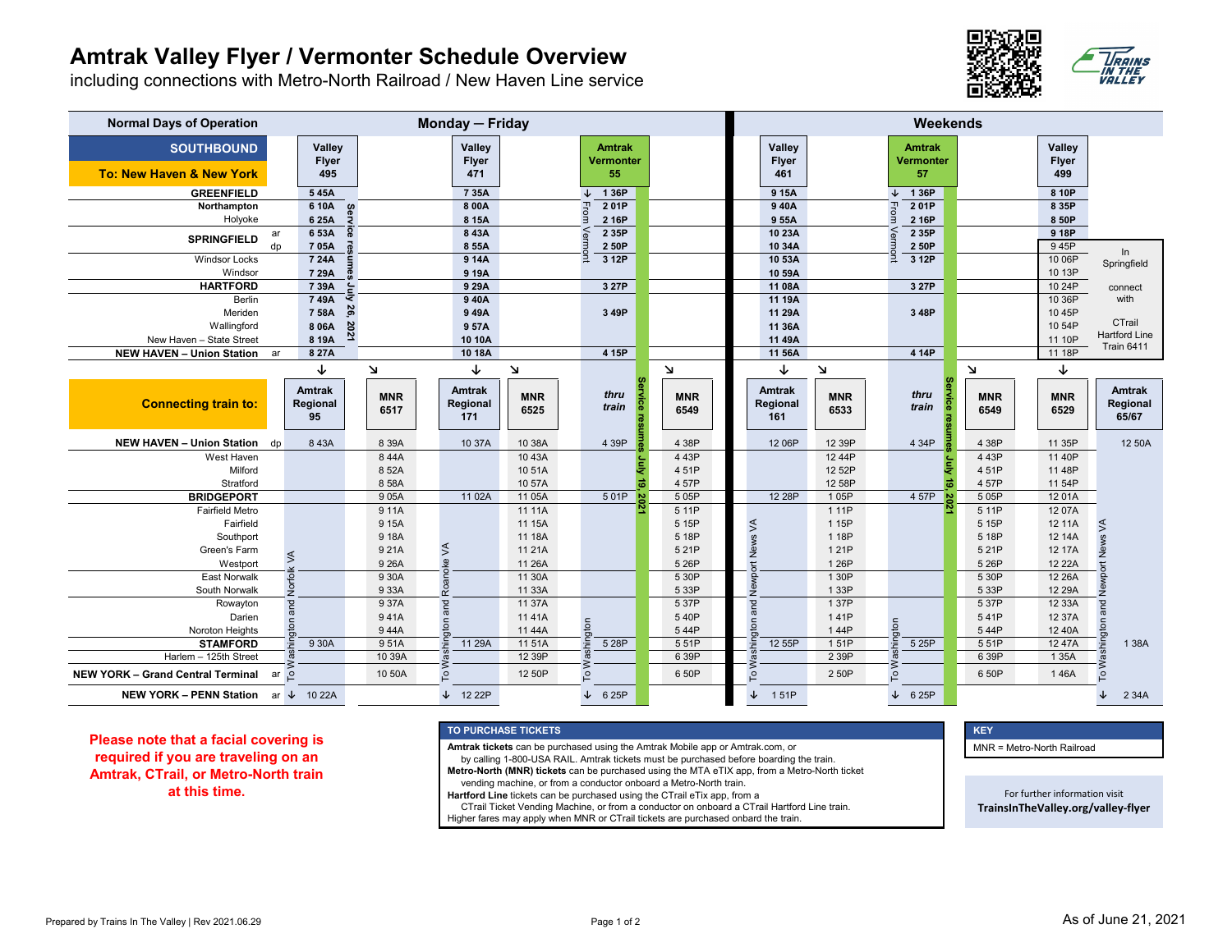# Amtrak Valley Flyer / Vermonter Schedule Overview

including connections with Metro-North Railroad / New Haven Line service

| Normal Days of Operation | | Monday – Friday | | | | | | | Weekends | | | | | | |
|---|---|---|---|---|---|---|---|---|---|---|---|---|---|---|---|
| **SOUTHBOUND** **To: New Haven & New York** | | Valley Flyer 495 | | Valley Flyer 471 | | Amtrak Vermonter 55 | | | Valley Flyer 461 | | Amtrak Vermonter 57 | | Valley Flyer 499 | | |
| **GREENFIELD** | | 5 45A | | 7 35A | | ↓ 1 36P | | | 9 15A | | ↓ 1 36P | | 8 10P | | |
| Northampton | | 6 10A | | 8 00A | | 2 01P | | | 9 40A | | 2 01P | | 8 35P | | |
| Holyoke | | 6 25A | | 8 15A | | 2 16P | | | 9 55A | | 2 16P | | 8 50P | | |
| **SPRINGFIELD** | ar | 6 53A | | 8 43A | | 2 35P | | | 10 23A | | 2 35P | | 9 18P | | |
| | dp | 7 05A | | 8 55A | | 2 50P | | | 10 34A | | 2 50P | | 9 45P | | In Springfield connect with CTrail Hartford Line Train 6411 |
| Windsor Locks | | 7 24A | | 9 14A | | 3 12P | | | 10 53A | | 3 12P | | 10 06P | | |
| Windsor | | 7 29A | | 9 19A | | | | | 10 59A | | | | 10 13P | | |
| **HARTFORD** | | 7 39A | | 9 29A | | 3 27P | | | 11 08A | | 3 27P | | 10 24P | | |
| Berlin | | 7 49A | | 9 40A | | | | | 11 19A | | | | 10 36P | | |
| Meriden | | 7 58A | | 9 49A | | 3 49P | | | 11 29A | | 3 48P | | 10 45P | | |
| Wallingford | | 8 06A | | 9 57A | | | | | 11 36A | | | | 10 54P | | |
| New Haven – State Street | | 8 19A | | 10 10A | | | | | 11 49A | | | | 11 10P | | |
| **NEW HAVEN – Union Station** | ar | 8 27A | | 10 18A | | 4 15P | | | 11 56A | | 4 14P | | 11 18P | | |
| **Connecting train to:** | | Amtrak Regional 95 | MNR 6517 | Amtrak Regional 171 | MNR 6525 | *thru train* | | MNR 6549 | Amtrak Regional 161 | MNR 6533 | *thru train* | MNR 6549 | MNR 6529 | Amtrak Regional 65/67 | |
| **NEW HAVEN – Union Station** | dp | 8 43A | 8 39A | 10 37A | 10 38A | 4 39P | | 4 38P | 12 06P | 12 39P | 4 34P | 4 38P | 11 35P | 12 50A | |
| West Haven | | | 8 44A | | 10 43A | | | 4 43P | | 12 44P | | 4 43P | 11 40P | | |
| Milford | | | 8 52A | | 10 51A | | | 4 51P | | 12 52P | | 4 51P | 11 48P | | |
| Stratford | | | 8 58A | | 10 57A | | | 4 57P | | 12 58P | | 4 57P | 11 54P | | |
| **BRIDGEPORT** | | | 9 05A | 11 02A | 11 05A | 5 01P | | 5 05P | 12 28P | 1 05P | 4 57P | 5 05P | 12 01A | | |
| Fairfield Metro | | | 9 11A | | 11 11A | | | 5 11P | | 1 11P | | 5 11P | 12 07A | | |
| Fairfield | | | 9 15A | | 11 15A | | | 5 15P | | 1 15P | | 5 15P | 12 11A | | |
| Southport | | | 9 18A | | 11 18A | | | 5 18P | | 1 18P | | 5 18P | 12 14A | | |
| Green's Farm | | | 9 21A | | 11 21A | | | 5 21P | | 1 21P | | 5 21P | 12 17A | | |
| Westport | | | 9 26A | | 11 26A | | | 5 26P | | 1 26P | | 5 26P | 12 22A | | |
| East Norwalk | | | 9 30A | | 11 30A | | | 5 30P | | 1 30P | | 5 30P | 12 26A | | |
| South Norwalk | | | 9 33A | | 11 33A | | | 5 33P | | 1 33P | | 5 33P | 12 29A | | |
| Rowayton | | | 9 37A | | 11 37A | | | 5 37P | | 1 37P | | 5 37P | 12 33A | | |
| Darien | | | 9 41A | | 11 41A | | | 5 40P | | 1 41P | | 5 41P | 12 37A | | |
| Noroton Heights | | | 9 44A | | 11 44A | | | 5 44P | | 1 44P | | 5 44P | 12 40A | | |
| **STAMFORD** | | 9 30A | 9 51A | 11 29A | 11 51A | 5 28P | | 5 51P | 12 55P | 1 51P | 5 25P | 5 51P | 12 47A | 1 38A | |
| Harlem – 125th Street | | | 10 39A | | 12 39P | | | 6 39P | | 2 39P | | 6 39P | 1 35A | | |
| **NEW YORK – Grand Central Terminal** | ar | To Washington and Norfolk VA | 10 50A | To Washington and Roanoke VA | 12 50P | To Washington | | 6 50P | To Washington and Newport News VA | 2 50P | To Washington | 6 50P | 1 46A | To Washington and Newport News VA | |
| **NEW YORK – PENN Station** | ar | ↓ 10 22A | | ↓ 12 22P | | ↓ 6 25P | | | ↓ 1 51P | | ↓ 6 25P | | | ↓ 2 34A | |

Notes: Valley Flyer 495 – Service resumes July 26, 2021. Amtrak Vermonter 55 and 57 – From Vermont; Service resumes July 19, 2021.

**Please note that a facial covering is required if you are traveling on an Amtrak, CTrail, or Metro-North train at this time.**

**TO PURCHASE TICKETS**

**Amtrak tickets** can be purchased using the Amtrak Mobile app or Amtrak.com, or by calling 1-800-USA RAIL. Amtrak tickets must be purchased before boarding the train.
**Metro-North (MNR) tickets** can be purchased using the MTA eTIX app, from a Metro-North ticket vending machine, or from a conductor onboard a Metro-North train.
**Hartford Line** tickets can be purchased using the CTrail eTix app, from a CTrail Ticket Vending Machine, or from a conductor on onboard a CTrail Hartford Line train.
Higher fares may apply when MNR or CTrail tickets are purchased onbard the train.

**KEY**

MNR = Metro-North Railroad

For further information visit **TrainsInTheValley.org/valley-flyer**

Prepared by Trains In The Valley | Rev 2021.06.29

As of June 21, 2021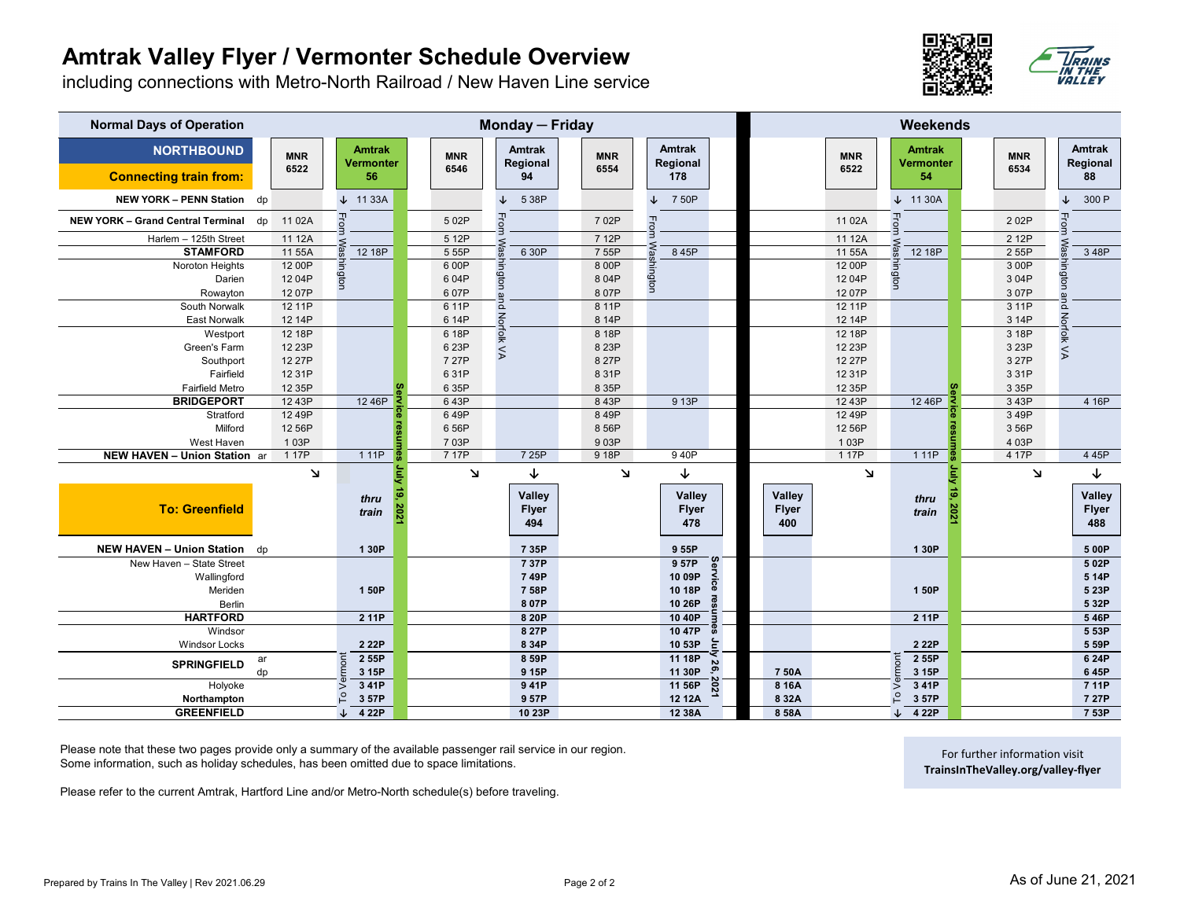# Amtrak Valley Flyer / Vermonter Schedule Overview

including connections with Metro-North Railroad / New Haven Line service

| Normal Days of Operation | | Monday — Friday | | | | | | Weekends | | | | | |
|---|---|---|---|---|---|---|---|---|---|---|---|---|---|
| **NORTHBOUND** / Connecting train from: | | MNR 6522 | Amtrak Vermonter 56 | MNR 6546 | Amtrak Regional 94 | MNR 6554 | Amtrak Regional 178 | | MNR 6522 | Amtrak Vermonter 54 | MNR 6534 | Amtrak Regional 88 |
| **NEW YORK – PENN Station** | dp | | ↓ 11 33A | | ↓ 5 38P | | ↓ 7 50P | | | ↓ 11 30A | | ↓ 300 P |
| **NEW YORK – Grand Central Terminal** | dp | 11 02A | From Washington | 5 02P | From Washington and Norfolk VA | 7 02P | From Washington | | 11 02A | From Washington | 2 02P | From Washington and Norfolk VA |
| Harlem – 125th Street | | 11 12A | | 5 12P | | 7 12P | | | 11 12A | | 2 12P | |
| **STAMFORD** | | 11 55A | 12 18P | 5 55P | 6 30P | 7 55P | 8 45P | | 11 55A | 12 18P | 2 55P | 3 48P |
| Noroton Heights | | 12 00P | | 6 00P | | 8 00P | | | 12 00P | | 3 00P | |
| Darien | | 12 04P | | 6 04P | | 8 04P | | | 12 04P | | 3 04P | |
| Rowayton | | 12 07P | | 6 07P | | 8 07P | | | 12 07P | | 3 07P | |
| South Norwalk | | 12 11P | | 6 11P | | 8 11P | | | 12 11P | | 3 11P | |
| East Norwalk | | 12 14P | | 6 14P | | 8 14P | | | 12 14P | | 3 14P | |
| Westport | | 12 18P | | 6 18P | | 8 18P | | | 12 18P | | 3 18P | |
| Green's Farm | | 12 23P | | 6 23P | | 8 23P | | | 12 23P | | 3 23P | |
| Southport | | 12 27P | | 7 27P | | 8 27P | | | 12 27P | | 3 27P | |
| Fairfield | | 12 31P | | 6 31P | | 8 31P | | | 12 31P | | 3 31P | |
| Fairfield Metro | | 12 35P | | 6 35P | | 8 35P | | | 12 35P | | 3 35P | |
| **BRIDGEPORT** | | 12 43P | 12 46P | 6 43P | | 8 43P | 9 13P | | 12 43P | 12 46P | 3 43P | 4 16P |
| Stratford | | 12 49P | | 6 49P | | 8 49P | | | 12 49P | | 3 49P | |
| Milford | | 12 56P | | 6 56P | | 8 56P | | | 12 56P | | 3 56P | |
| West Haven | | 1 03P | | 7 03P | | 9 03P | | | 1 03P | | 4 03P | |
| **NEW HAVEN – Union Station** | ar | 1 17P | 1 11P | 7 17P | 7 25P | 9 18P | 9 40P | | 1 17P | 1 11P | 4 17P | 4 45P |
| | | ↘ | | ↘ | ↓ | ↘ | ↓ | | ↘ | | ↘ | ↓ |
| **To: Greenfield** | | | *thru train* | | Valley Flyer 494 | | Valley Flyer 478 | Valley Flyer 400 | | *thru train* | | Valley Flyer 488 |
| **NEW HAVEN – Union Station** | dp | | **1 30P** | | **7 35P** | | **9 55P** | | | **1 30P** | | **5 00P** |
| New Haven – State Street | | | | | **7 37P** | | **9 57P** | | | | | **5 02P** |
| Wallingford | | | | | **7 49P** | | **10 09P** | | | | | **5 14P** |
| Meriden | | | **1 50P** | | **7 58P** | | **10 18P** | | | **1 50P** | | **5 23P** |
| Berlin | | | | | **8 07P** | | **10 26P** | | | | | **5 32P** |
| **HARTFORD** | | | **2 11P** | | **8 20P** | | **10 40P** | | | **2 11P** | | **5 46P** |
| Windsor | | | | | **8 27P** | | **10 47P** | | | | | **5 53P** |
| Windsor Locks | | | **2 22P** | | **8 34P** | | **10 53P** | | | **2 22P** | | **5 59P** |
| **SPRINGFIELD** | ar | | **2 55P** | | **8 59P** | | **11 18P** | | | **2 55P** | | **6 24P** |
| | dp | | **3 15P** | | **9 15P** | | **11 30P** | **7 50A** | | **3 15P** | | **6 45P** |
| Holyoke | | | **3 41P** | | **9 41P** | | **11 56P** | **8 16A** | | **3 41P** | | **7 11P** |
| **Northampton** | | | **3 57P** | | **9 57P** | | **12 12A** | **8 32A** | | **3 57P** | | **7 27P** |
| **GREENFIELD** | | | ↓ **4 22P** (To Vermont) | | **10 23P** | | **12 38A** | **8 58A** | | ↓ **4 22P** (To Vermont) | | **7 53P** |

Vermonter 56 and Vermonter 54: Service resumes July 19, 2021. Valley Flyer 478: Service resumes July 26, 2021.

Please note that these two pages provide only a summary of the available passenger rail service in our region.
Some information, such as holiday schedules, has been omitted due to space limitations.

Please refer to the current Amtrak, Hartford Line and/or Metro-North schedule(s) before traveling.

For further information visit **TrainsInTheValley.org/valley-flyer**

Prepared by Trains In The Valley | Rev 2021.06.29

As of June 21, 2021